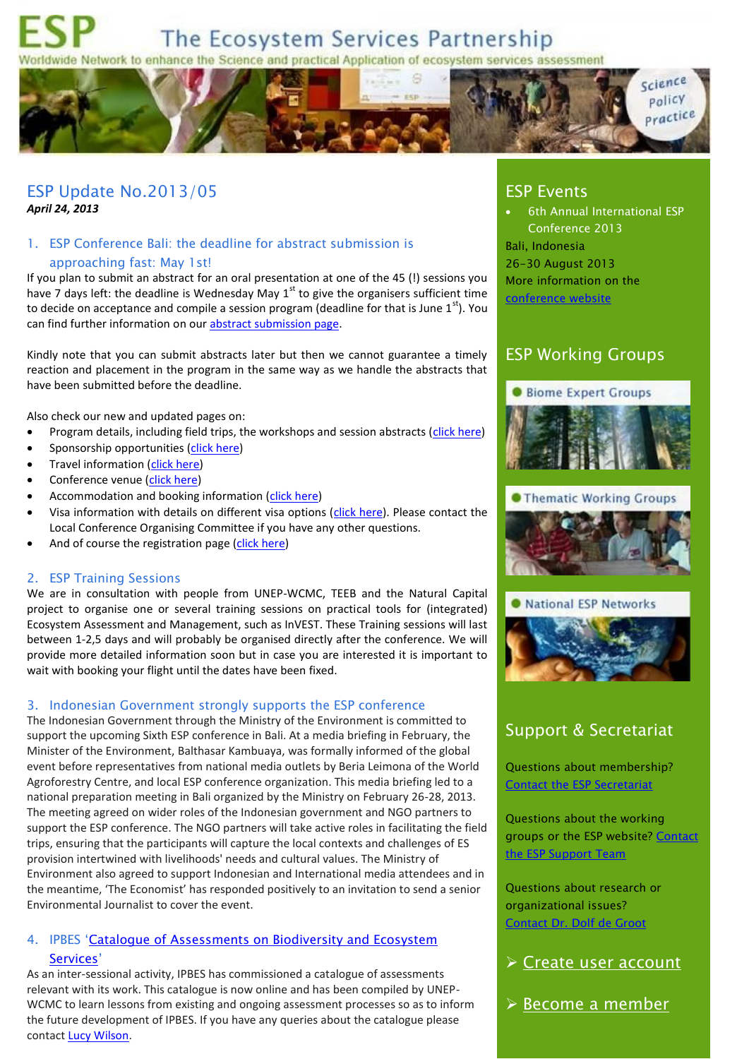# ESP The Ecosystem Services Partnership

Worldwide Network to enhance the Science and practical Application of ecosystem services assessment

Science Policy Practice

## ESP Update No.2013/05

***April 24, 2013***

### 1. ESP Conference Bali: the deadline for abstract submission is approaching fast: May 1st!

If you plan to submit an abstract for an oral presentation at one of the 45 (!) sessions you have 7 days left: the deadline is Wednesday May 1st to give the organisers sufficient time to decide on acceptance and compile a session program (deadline for that is June 1st). You can find further information on our abstract submission page.

Kindly note that you can submit abstracts later but then we cannot guarantee a timely reaction and placement in the program in the same way as we handle the abstracts that have been submitted before the deadline.

Also check our new and updated pages on:

- Program details, including field trips, the workshops and session abstracts (click here)
- Sponsorship opportunities (click here)
- Travel information (click here)
- Conference venue (click here)
- Accommodation and booking information (click here)
- Visa information with details on different visa options (click here). Please contact the Local Conference Organising Committee if you have any other questions.
- And of course the registration page (click here)

### 2. ESP Training Sessions

We are in consultation with people from UNEP-WCMC, TEEB and the Natural Capital project to organise one or several training sessions on practical tools for (integrated) Ecosystem Assessment and Management, such as InVEST. These Training sessions will last between 1-2,5 days and will probably be organised directly after the conference. We will provide more detailed information soon but in case you are interested it is important to wait with booking your flight until the dates have been fixed.

### 3. Indonesian Government strongly supports the ESP conference

The Indonesian Government through the Ministry of the Environment is committed to support the upcoming Sixth ESP conference in Bali. At a media briefing in February, the Minister of the Environment, Balthasar Kambuaya, was formally informed of the global event before representatives from national media outlets by Beria Leimona of the World Agroforestry Centre, and local ESP conference organization. This media briefing led to a national preparation meeting in Bali organized by the Ministry on February 26-28, 2013. The meeting agreed on wider roles of the Indonesian government and NGO partners to support the ESP conference. The NGO partners will take active roles in facilitating the field trips, ensuring that the participants will capture the local contexts and challenges of ES provision intertwined with livelihoods' needs and cultural values. The Ministry of Environment also agreed to support Indonesian and International media attendees and in the meantime, 'The Economist' has responded positively to an invitation to send a senior Environmental Journalist to cover the event.

### 4. IPBES 'Catalogue of Assessments on Biodiversity and Ecosystem Services'

As an inter-sessional activity, IPBES has commissioned a catalogue of assessments relevant with its work. This catalogue is now online and has been compiled by UNEP-WCMC to learn lessons from existing and ongoing assessment processes so as to inform the future development of IPBES. If you have any queries about the catalogue please contact Lucy Wilson.

## ESP Events

- 6th Annual International ESP Conference 2013

Bali, Indonesia
26-30 August 2013
More information on the conference website

## ESP Working Groups

- Biome Expert Groups
- Thematic Working Groups
- National ESP Networks

## Support & Secretariat

Questions about membership?
Contact the ESP Secretariat

Questions about the working groups or the ESP website? Contact the ESP Support Team

Questions about research or organizational issues?
Contact Dr. Dolf de Groot

➢ Create user account

➢ Become a member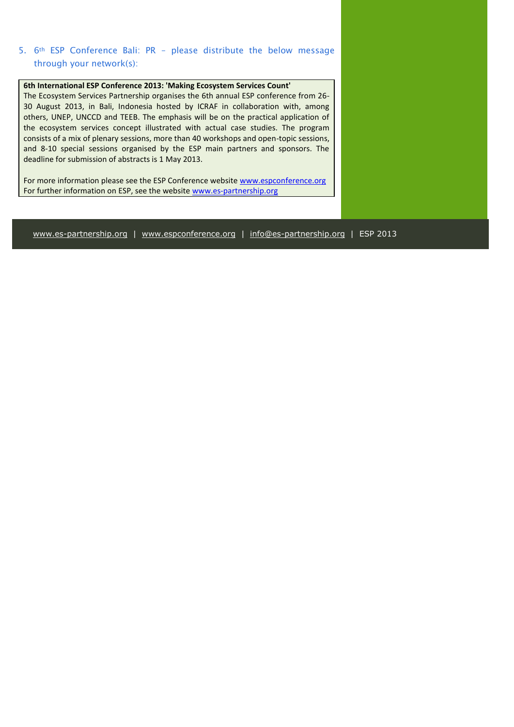5. 6th ESP Conference Bali: PR – please distribute the below message through your network(s):

**6th International ESP Conference 2013: 'Making Ecosystem Services Count'**

The Ecosystem Services Partnership organises the 6th annual ESP conference from 26-30 August 2013, in Bali, Indonesia hosted by ICRAF in collaboration with, among others, UNEP, UNCCD and TEEB. The emphasis will be on the practical application of the ecosystem services concept illustrated with actual case studies. The program consists of a mix of plenary sessions, more than 40 workshops and open-topic sessions, and 8-10 special sessions organised by the ESP main partners and sponsors. The deadline for submission of abstracts is 1 May 2013.

For more information please see the ESP Conference website www.espconference.org
For further information on ESP, see the website www.es-partnership.org